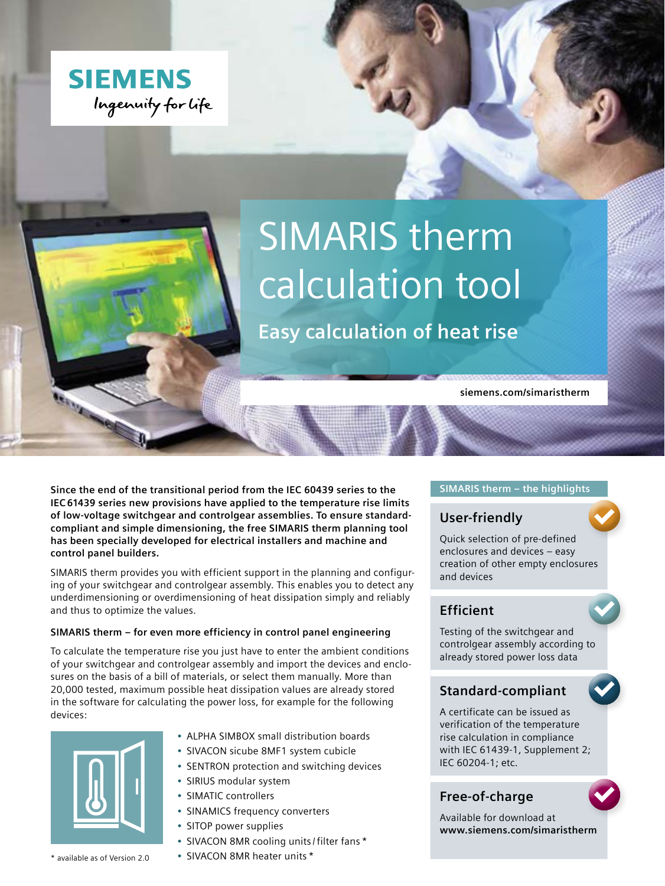SIEMENS

*Ingenuity for life*

# SIMARIS therm calculation tool

## Easy calculation of heat rise

siemens.com/simaristherm

**Since the end of the transitional period from the IEC 60439 series to the IEC 61439 series new provisions have applied to the temperature rise limits of low-voltage switchgear and controlgear assemblies. To ensure standard-compliant and simple dimensioning, the free SIMARIS therm planning tool has been specially developed for electrical installers and machine and control panel builders.**

SIMARIS therm provides you with efficient support in the planning and configuring of your switchgear and controlgear assembly. This enables you to detect any underdimensioning or overdimensioning of heat dissipation simply and reliably and thus to optimize the values.

**SIMARIS therm – for even more efficiency in control panel engineering**

To calculate the temperature rise you just have to enter the ambient conditions of your switchgear and controlgear assembly and import the devices and enclosures on the basis of a bill of materials, or select them manually. More than 20,000 tested, maximum possible heat dissipation values are already stored in the software for calculating the power loss, for example for the following devices:

- ALPHA SIMBOX small distribution boards
- SIVACON sicube 8MF1 system cubicle
- SENTRON protection and switching devices
- SIRIUS modular system
- SIMATIC controllers
- SINAMICS frequency converters
- SITOP power supplies
- SIVACON 8MR cooling units / filter fans *
- SIVACON 8MR heater units *

\* available as of Version 2.0

### SIMARIS therm – the highlights

#### User-friendly

Quick selection of pre-defined enclosures and devices – easy creation of other empty enclosures and devices

#### Efficient

Testing of the switchgear and controlgear assembly according to already stored power loss data

#### Standard-compliant

A certificate can be issued as verification of the temperature rise calculation in compliance with IEC 61439-1, Supplement 2; IEC 60204-1; etc.

#### Free-of-charge

Available for download at **www.siemens.com/simaristherm**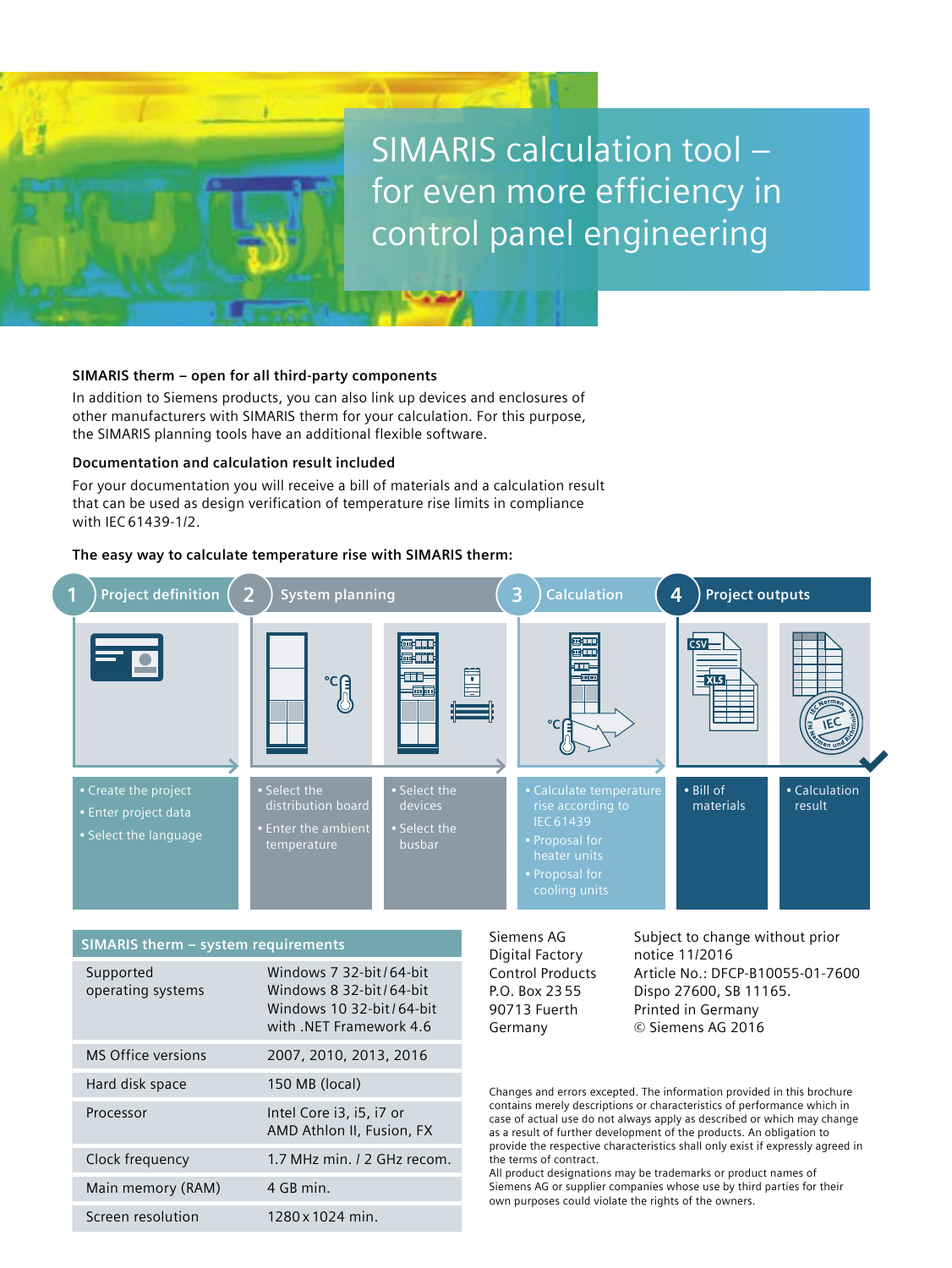# SIMARIS calculation tool – for even more efficiency in control panel engineering

### SIMARIS therm – open for all third-party components

In addition to Siemens products, you can also link up devices and enclosures of other manufacturers with SIMARIS therm for your calculation. For this purpose, the SIMARIS planning tools have an additional flexible software.

### Documentation and calculation result included

For your documentation you will receive a bill of materials and a calculation result that can be used as design verification of temperature rise limits in compliance with IEC 61439-1/2.

**The easy way to calculate temperature rise with SIMARIS therm:**

**1 Project definition**
- Create the project
- Enter project data
- Select the language

**2 System planning**
- Select the distribution board
- Enter the ambient temperature
- Select the devices
- Select the busbar

**3 Calculation**
- Calculate temperature rise according to IEC 61439
- Proposal for heater units
- Proposal for cooling units

**4 Project outputs**
- Bill of materials
- Calculation result

| SIMARIS therm – system requirements | |
|---|---|
| Supported operating systems | Windows 7 32-bit / 64-bit<br>Windows 8 32-bit / 64-bit<br>Windows 10 32-bit / 64-bit<br>with .NET Framework 4.6 |
| MS Office versions | 2007, 2010, 2013, 2016 |
| Hard disk space | 150 MB (local) |
| Processor | Intel Core i3, i5, i7 or<br>AMD Athlon II, Fusion, FX |
| Clock frequency | 1.7 MHz min. / 2 GHz recom. |
| Main memory (RAM) | 4 GB min. |
| Screen resolution | 1280 x 1024 min. |

Siemens AG
Digital Factory
Control Products
P.O. Box 23 55
90713 Fuerth
Germany

Subject to change without prior notice 11/2016
Article No.: DFCP-B10055-01-7600
Dispo 27600, SB 11165.
Printed in Germany
© Siemens AG 2016

Changes and errors excepted. The information provided in this brochure contains merely descriptions or characteristics of performance which in case of actual use do not always apply as described or which may change as a result of further development of the products. An obligation to provide the respective characteristics shall only exist if expressly agreed in the terms of contract.
All product designations may be trademarks or product names of Siemens AG or supplier companies whose use by third parties for their own purposes could violate the rights of the owners.